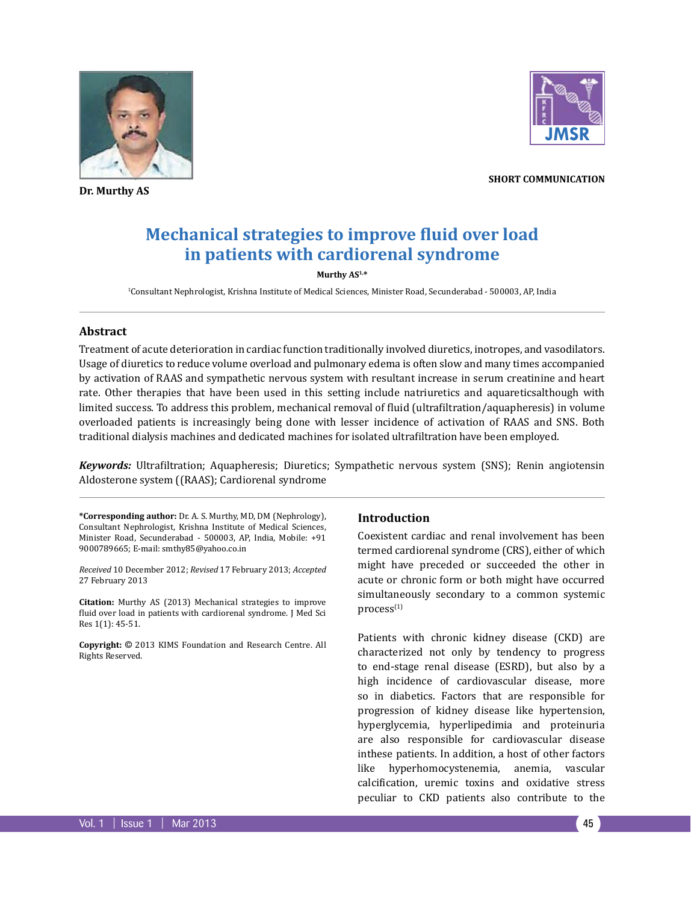Dr. Murthy AS

SHORT COMMUNICATION

# Mechanical strategies to improve fluid over load in patients with cardiorenal syndrome

**Murthy AS[1,*]**

[1]Consultant Nephrologist, Krishna Institute of Medical Sciences, Minister Road, Secunderabad - 500003, AP, India

## Abstract

Treatment of acute deterioration in cardiac function traditionally involved diuretics, inotropes, and vasodilators. Usage of diuretics to reduce volume overload and pulmonary edema is often slow and many times accompanied by activation of RAAS and sympathetic nervous system with resultant increase in serum creatinine and heart rate. Other therapies that have been used in this setting include natriuretics and aquareticsalthough with limited success. To address this problem, mechanical removal of fluid (ultrafiltration/aquapheresis) in volume overloaded patients is increasingly being done with lesser incidence of activation of RAAS and SNS. Both traditional dialysis machines and dedicated machines for isolated ultrafiltration have been employed.

***Keywords:*** Ultrafiltration; Aquapheresis; Diuretics; Sympathetic nervous system (SNS); Renin angiotensin Aldosterone system ((RAAS); Cardiorenal syndrome

**\*Corresponding author:** Dr. A. S. Murthy, MD, DM (Nephrology), Consultant Nephrologist, Krishna Institute of Medical Sciences, Minister Road, Secunderabad - 500003, AP, India, Mobile: +91 9000789665; E-mail: smthy85@yahoo.co.in

*Received* 10 December 2012; *Revised* 17 February 2013; *Accepted* 27 February 2013

**Citation:** Murthy AS (2013) Mechanical strategies to improve fluid over load in patients with cardiorenal syndrome. J Med Sci Res 1(1): 45-51.

**Copyright:** © 2013 KIMS Foundation and Research Centre. All Rights Reserved.

## Introduction

Coexistent cardiac and renal involvement has been termed cardiorenal syndrome (CRS), either of which might have preceded or succeeded the other in acute or chronic form or both might have occurred simultaneously secondary to a common systemic process[1]

Patients with chronic kidney disease (CKD) are characterized not only by tendency to progress to end-stage renal disease (ESRD), but also by a high incidence of cardiovascular disease, more so in diabetics. Factors that are responsible for progression of kidney disease like hypertension, hyperglycemia, hyperlipedimia and proteinuria are also responsible for cardiovascular disease inthese patients. In addition, a host of other factors like hyperhomocystenemia, anemia, vascular calcification, uremic toxins and oxidative stress peculiar to CKD patients also contribute to the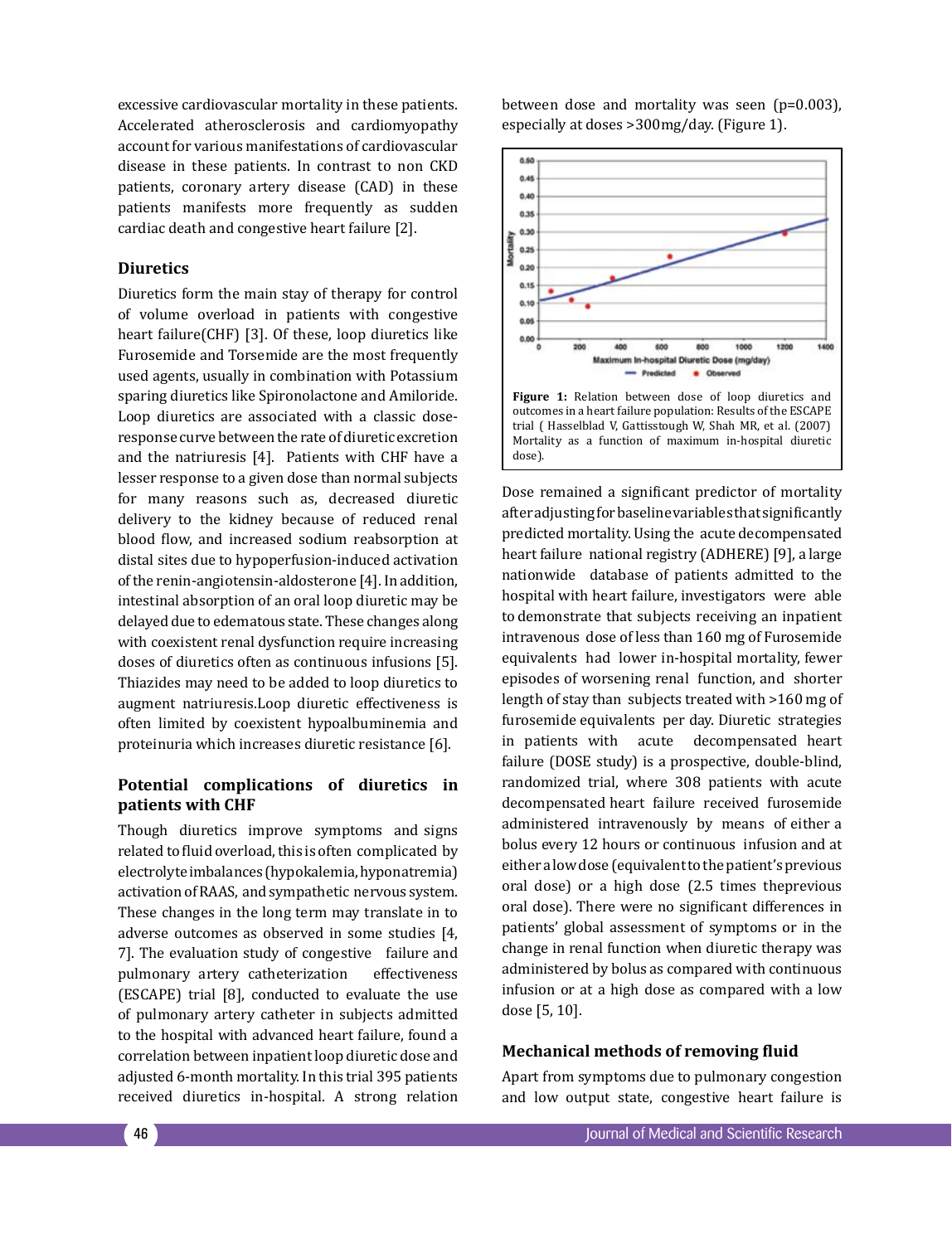excessive cardiovascular mortality in these patients. Accelerated atherosclerosis and cardiomyopathy account for various manifestations of cardiovascular disease in these patients. In contrast to non CKD patients, coronary artery disease (CAD) in these patients manifests more frequently as sudden cardiac death and congestive heart failure [2].

### Diuretics

Diuretics form the main stay of therapy for control of volume overload in patients with congestive heart failure(CHF) [3]. Of these, loop diuretics like Furosemide and Torsemide are the most frequently used agents, usually in combination with Potassium sparing diuretics like Spironolactone and Amiloride. Loop diuretics are associated with a classic dose-response curve between the rate of diuretic excretion and the natriuresis [4]. Patients with CHF have a lesser response to a given dose than normal subjects for many reasons such as, decreased diuretic delivery to the kidney because of reduced renal blood flow, and increased sodium reabsorption at distal sites due to hypoperfusion-induced activation of the renin-angiotensin-aldosterone [4]. In addition, intestinal absorption of an oral loop diuretic may be delayed due to edematous state. These changes along with coexistent renal dysfunction require increasing doses of diuretics often as continuous infusions [5]. Thiazides may need to be added to loop diuretics to augment natriuresis.Loop diuretic effectiveness is often limited by coexistent hypoalbuminemia and proteinuria which increases diuretic resistance [6].

### Potential complications of diuretics in patients with CHF

Though diuretics improve symptoms and signs related to fluid overload, this is often complicated by electrolyte imbalances (hypokalemia, hyponatremia) activation of RAAS, and sympathetic nervous system. These changes in the long term may translate in to adverse outcomes as observed in some studies [4, 7]. The evaluation study of congestive failure and pulmonary artery catheterization effectiveness (ESCAPE) trial [8], conducted to evaluate the use of pulmonary artery catheter in subjects admitted to the hospital with advanced heart failure, found a correlation between inpatient loop diuretic dose and adjusted 6-month mortality. In this trial 395 patients received diuretics in-hospital. A strong relation between dose and mortality was seen ($p=0.003$), especially at doses >300mg/day. (Figure 1).

**Figure 1:** Relation between dose of loop diuretics and outcomes in a heart failure population: Results of the ESCAPE trial ( Hasselblad V, Gattisstough W, Shah MR, et al. (2007) Mortality as a function of maximum in-hospital diuretic dose).

Dose remained a significant predictor of mortality after adjusting for baseline variables that significantly predicted mortality. Using the acute decompensated heart failure national registry (ADHERE) [9], a large nationwide database of patients admitted to the hospital with heart failure, investigators were able to demonstrate that subjects receiving an inpatient intravenous dose of less than 160 mg of Furosemide equivalents had lower in-hospital mortality, fewer episodes of worsening renal function, and shorter length of stay than subjects treated with >160 mg of furosemide equivalents per day. Diuretic strategies in patients with acute decompensated heart failure (DOSE study) is a prospective, double-blind, randomized trial, where 308 patients with acute decompensated heart failure received furosemide administered intravenously by means of either a bolus every 12 hours or continuous infusion and at either a low dose (equivalent to the patient's previous oral dose) or a high dose (2.5 times theprevious oral dose). There were no significant differences in patients' global assessment of symptoms or in the change in renal function when diuretic therapy was administered by bolus as compared with continuous infusion or at a high dose as compared with a low dose [5, 10].

### Mechanical methods of removing fluid

Apart from symptoms due to pulmonary congestion and low output state, congestive heart failure is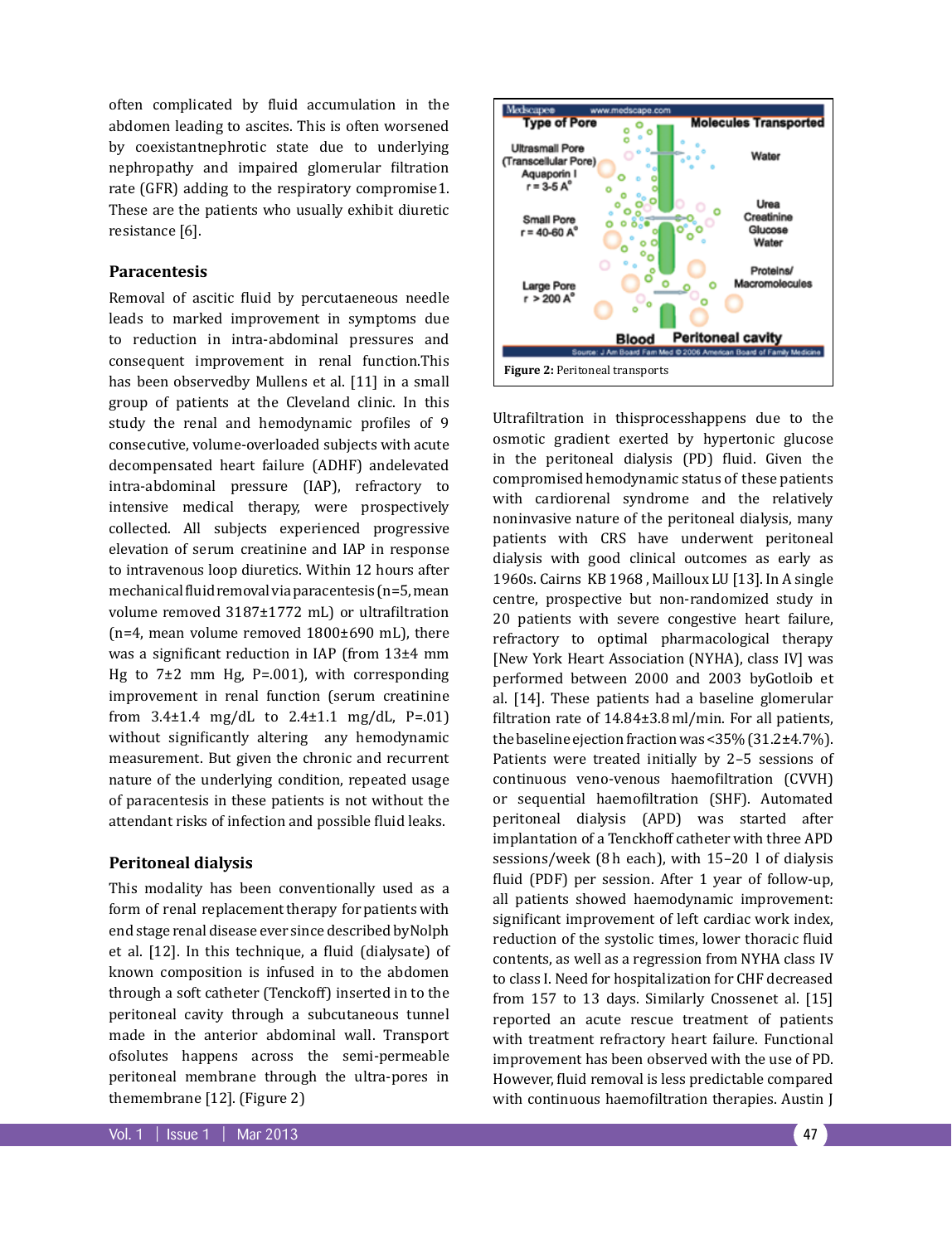often complicated by fluid accumulation in the abdomen leading to ascites. This is often worsened by coexistantnephrotic state due to underlying nephropathy and impaired glomerular filtration rate (GFR) adding to the respiratory compromise1. These are the patients who usually exhibit diuretic resistance [6].

## Paracentesis

Removal of ascitic fluid by percutaeneous needle leads to marked improvement in symptoms due to reduction in intra-abdominal pressures and consequent improvement in renal function.This has been observedby Mullens et al. [11] in a small group of patients at the Cleveland clinic. In this study the renal and hemodynamic profiles of 9 consecutive, volume-overloaded subjects with acute decompensated heart failure (ADHF) andelevated intra-abdominal pressure (IAP), refractory to intensive medical therapy, were prospectively collected. All subjects experienced progressive elevation of serum creatinine and IAP in response to intravenous loop diuretics. Within 12 hours after mechanical fluid removal via paracentesis (n=5, mean volume removed 3187±1772 mL) or ultrafiltration (n=4, mean volume removed 1800±690 mL), there was a significant reduction in IAP (from 13±4 mm Hg to 7±2 mm Hg, P=.001), with corresponding improvement in renal function (serum creatinine from 3.4±1.4 mg/dL to 2.4±1.1 mg/dL, P=.01) without significantly altering any hemodynamic measurement. But given the chronic and recurrent nature of the underlying condition, repeated usage of paracentesis in these patients is not without the attendant risks of infection and possible fluid leaks.

## Peritoneal dialysis

This modality has been conventionally used as a form of renal replacement therapy for patients with end stage renal disease ever since described byNolph et al. [12]. In this technique, a fluid (dialysate) of known composition is infused in to the abdomen through a soft catheter (Tenckoff) inserted in to the peritoneal cavity through a subcutaneous tunnel made in the anterior abdominal wall. Transport ofsolutes happens across the semi-permeable peritoneal membrane through the ultra-pores in themembrane [12]. (Figure 2)

**Figure 2:** Peritoneal transports

Ultrafiltration in thisprocesshappens due to the osmotic gradient exerted by hypertonic glucose in the peritoneal dialysis (PD) fluid. Given the compromised hemodynamic status of these patients with cardiorenal syndrome and the relatively noninvasive nature of the peritoneal dialysis, many patients with CRS have underwent peritoneal dialysis with good clinical outcomes as early as 1960s. Cairns KB 1968 , Mailloux LU [13]. In A single centre, prospective but non-randomized study in 20 patients with severe congestive heart failure, refractory to optimal pharmacological therapy [New York Heart Association (NYHA), class IV] was performed between 2000 and 2003 byGotloib et al. [14]. These patients had a baseline glomerular filtration rate of 14.84±3.8 ml/min. For all patients, the baseline ejection fraction was <35% (31.2±4.7%). Patients were treated initially by 2–5 sessions of continuous veno-venous haemofiltration (CVVH) or sequential haemofiltration (SHF). Automated peritoneal dialysis (APD) was started after implantation of a Tenckhoff catheter with three APD sessions/week (8 h each), with 15–20 l of dialysis fluid (PDF) per session. After 1 year of follow-up, all patients showed haemodynamic improvement: significant improvement of left cardiac work index, reduction of the systolic times, lower thoracic fluid contents, as well as a regression from NYHA class IV to class I. Need for hospitalization for CHF decreased from 157 to 13 days. Similarly Cnossenet al. [15] reported an acute rescue treatment of patients with treatment refractory heart failure. Functional improvement has been observed with the use of PD. However, fluid removal is less predictable compared with continuous haemofiltration therapies. Austin J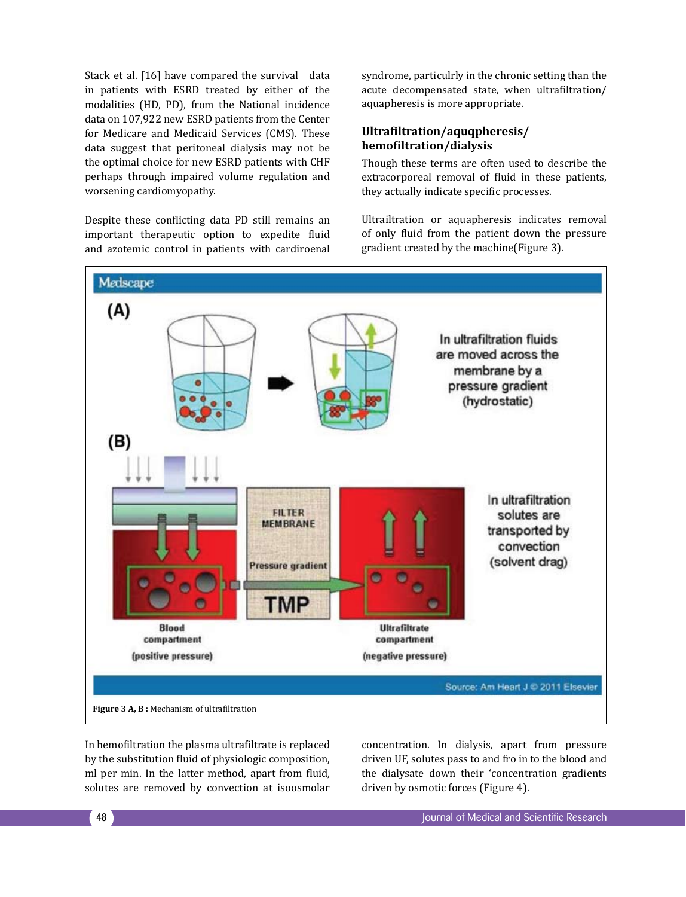Stack et al. [16] have compared the survival data in patients with ESRD treated by either of the modalities (HD, PD), from the National incidence data on 107,922 new ESRD patients from the Center for Medicare and Medicaid Services (CMS). These data suggest that peritoneal dialysis may not be the optimal choice for new ESRD patients with CHF perhaps through impaired volume regulation and worsening cardiomyopathy.

Despite these conflicting data PD still remains an important therapeutic option to expedite fluid and azotemic control in patients with cardiroenal syndrome, particulrly in the chronic setting than the acute decompensated state, when ultrafiltration/ aquapheresis is more appropriate.

## Ultrafiltration/aquqpheresis/ hemofiltration/dialysis

Though these terms are often used to describe the extracorporeal removal of fluid in these patients, they actually indicate specific processes.

Ultrailtration or aquapheresis indicates removal of only fluid from the patient down the pressure gradient created by the machine(Figure 3).

**Figure 3 A, B :** Mechanism of ultrafiltration

In hemofiltration the plasma ultrafiltrate is replaced by the substitution fluid of physiologic composition, ml per min. In the latter method, apart from fluid, solutes are removed by convection at isoosmolar concentration. In dialysis, apart from pressure driven UF, solutes pass to and fro in to the blood and the dialysate down their 'concentration gradients driven by osmotic forces (Figure 4).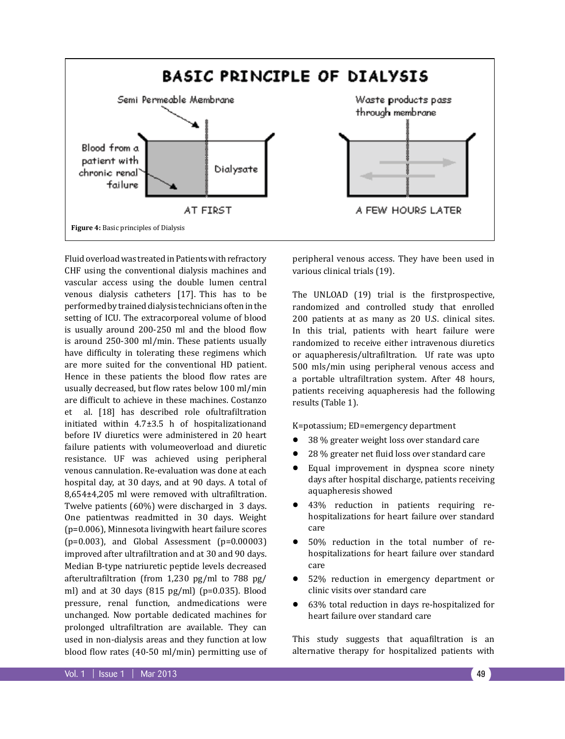Figure 4: Basic principles of Dialysis

Fluid overload was treated in Patients with refractory CHF using the conventional dialysis machines and vascular access using the double lumen central venous dialysis catheters [17]. This has to be performed by trained dialysis technicians often in the setting of ICU. The extracorporeal volume of blood is usually around 200-250 ml and the blood flow is around 250-300 ml/min. These patients usually have difficulty in tolerating these regimens which are more suited for the conventional HD patient. Hence in these patients the blood flow rates are usually decreased, but flow rates below 100 ml/min are difficult to achieve in these machines. Costanzo et al. [18] has described role ofultrafiltration initiated within 4.7±3.5 h of hospitalizationand before IV diuretics were administered in 20 heart failure patients with volumeoverload and diuretic resistance. UF was achieved using peripheral venous cannulation. Re-evaluation was done at each hospital day, at 30 days, and at 90 days. A total of 8,654±4,205 ml were removed with ultrafiltration. Twelve patients (60%) were discharged in 3 days. One patientwas readmitted in 30 days. Weight ($p=0.006$), Minnesota livingwith heart failure scores ($p=0.003$), and Global Assessment ($p=0.00003$) improved after ultrafiltration and at 30 and 90 days. Median B-type natriuretic peptide levels decreased afterultrafiltration (from 1,230 pg/ml to 788 pg/ml) and at 30 days (815 pg/ml) ($p=0.035$). Blood pressure, renal function, andmedications were unchanged. Now portable dedicated machines for prolonged ultrafiltration are available. They can used in non-dialysis areas and they function at low blood flow rates (40-50 ml/min) permitting use of peripheral venous access. They have been used in various clinical trials (19).

The UNLOAD (19) trial is the firstprospective, randomized and controlled study that enrolled 200 patients at as many as 20 U.S. clinical sites. In this trial, patients with heart failure were randomized to receive either intravenous diuretics or aquapheresis/ultrafiltration. Uf rate was upto 500 mls/min using peripheral venous access and a portable ultrafiltration system. After 48 hours, patients receiving aquapheresis had the following results (Table 1).

K=potassium; ED=emergency department

- 38 % greater weight loss over standard care
- 28 % greater net fluid loss over standard care
- Equal improvement in dyspnea score ninety days after hospital discharge, patients receiving aquapheresis showed
- 43% reduction in patients requiring re-hospitalizations for heart failure over standard care
- 50% reduction in the total number of re-hospitalizations for heart failure over standard care
- 52% reduction in emergency department or clinic visits over standard care
- 63% total reduction in days re-hospitalized for heart failure over standard care

This study suggests that aquafiltration is an alternative therapy for hospitalized patients with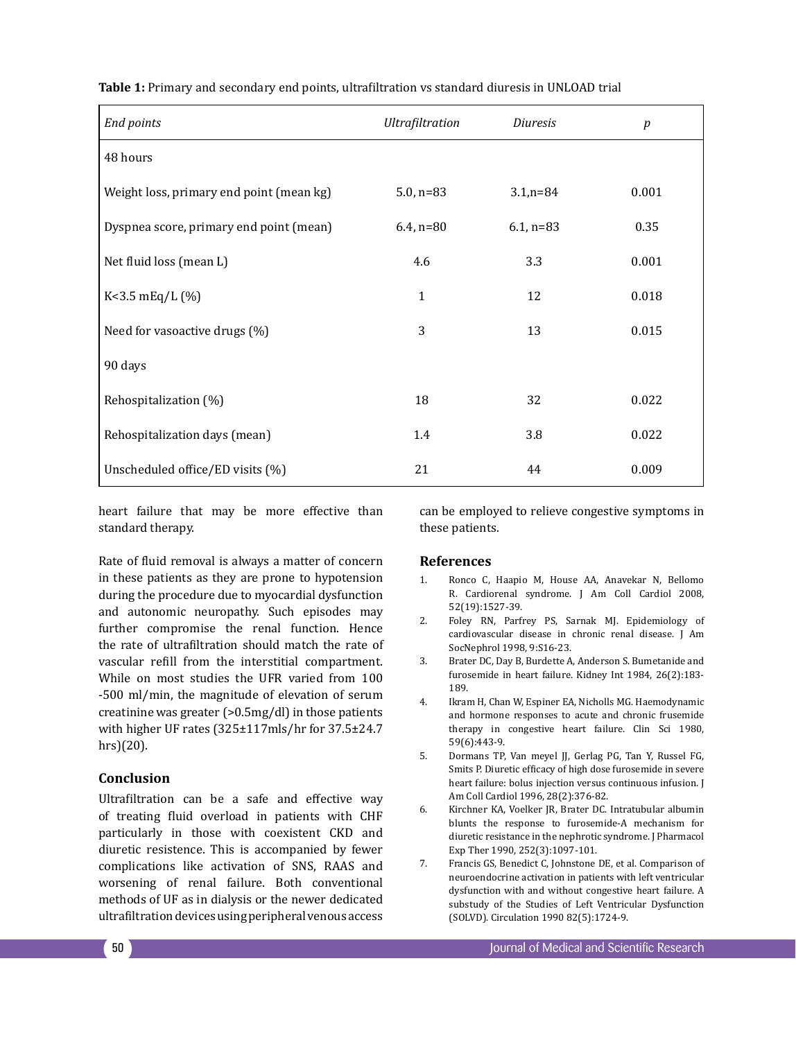**Table 1:** Primary and secondary end points, ultrafiltration vs standard diuresis in UNLOAD trial

| *End points* | *Ultrafiltration* | *Diuresis* | *p* |
|---|---|---|---|
| 48 hours | | | |
| Weight loss, primary end point (mean kg) | 5.0, n=83 | 3.1,n=84 | 0.001 |
| Dyspnea score, primary end point (mean) | 6.4, n=80 | 6.1, n=83 | 0.35 |
| Net fluid loss (mean L) | 4.6 | 3.3 | 0.001 |
| K<3.5 mEq/L (%) | 1 | 12 | 0.018 |
| Need for vasoactive drugs (%) | 3 | 13 | 0.015 |
| 90 days | | | |
| Rehospitalization (%) | 18 | 32 | 0.022 |
| Rehospitalization days (mean) | 1.4 | 3.8 | 0.022 |
| Unscheduled office/ED visits (%) | 21 | 44 | 0.009 |

heart failure that may be more effective than standard therapy.

Rate of fluid removal is always a matter of concern in these patients as they are prone to hypotension during the procedure due to myocardial dysfunction and autonomic neuropathy. Such episodes may further compromise the renal function. Hence the rate of ultrafiltration should match the rate of vascular refill from the interstitial compartment. While on most studies the UFR varied from 100 -500 ml/min, the magnitude of elevation of serum creatinine was greater (>0.5mg/dl) in those patients with higher UF rates (325±117mls/hr for 37.5±24.7 hrs)(20).

## Conclusion

Ultrafiltration can be a safe and effective way of treating fluid overload in patients with CHF particularly in those with coexistent CKD and diuretic resistence. This is accompanied by fewer complications like activation of SNS, RAAS and worsening of renal failure. Both conventional methods of UF as in dialysis or the newer dedicated ultrafiltration devices using peripheral venous access can be employed to relieve congestive symptoms in these patients.

## References

1. Ronco C, Haapio M, House AA, Anavekar N, Bellomo R. Cardiorenal syndrome. J Am Coll Cardiol 2008, 52(19):1527-39.
2. Foley RN, Parfrey PS, Sarnak MJ. Epidemiology of cardiovascular disease in chronic renal disease. J Am SocNephrol 1998, 9:S16-23.
3. Brater DC, Day B, Burdette A, Anderson S. Bumetanide and furosemide in heart failure. Kidney Int 1984, 26(2):183-189.
4. Ikram H, Chan W, Espiner EA, Nicholls MG. Haemodynamic and hormone responses to acute and chronic frusemide therapy in congestive heart failure. Clin Sci 1980, 59(6):443-9.
5. Dormans TP, Van meyel JJ, Gerlag PG, Tan Y, Russel FG, Smits P. Diuretic efficacy of high dose furosemide in severe heart failure: bolus injection versus continuous infusion. J Am Coll Cardiol 1996, 28(2):376-82.
6. Kirchner KA, Voelker JR, Brater DC. Intratubular albumin blunts the response to furosemide-A mechanism for diuretic resistance in the nephrotic syndrome. J Pharmacol Exp Ther 1990, 252(3):1097-101.
7. Francis GS, Benedict C, Johnstone DE, et al. Comparison of neuroendocrine activation in patients with left ventricular dysfunction with and without congestive heart failure. A substudy of the Studies of Left Ventricular Dysfunction (SOLVD). Circulation 1990 82(5):1724-9.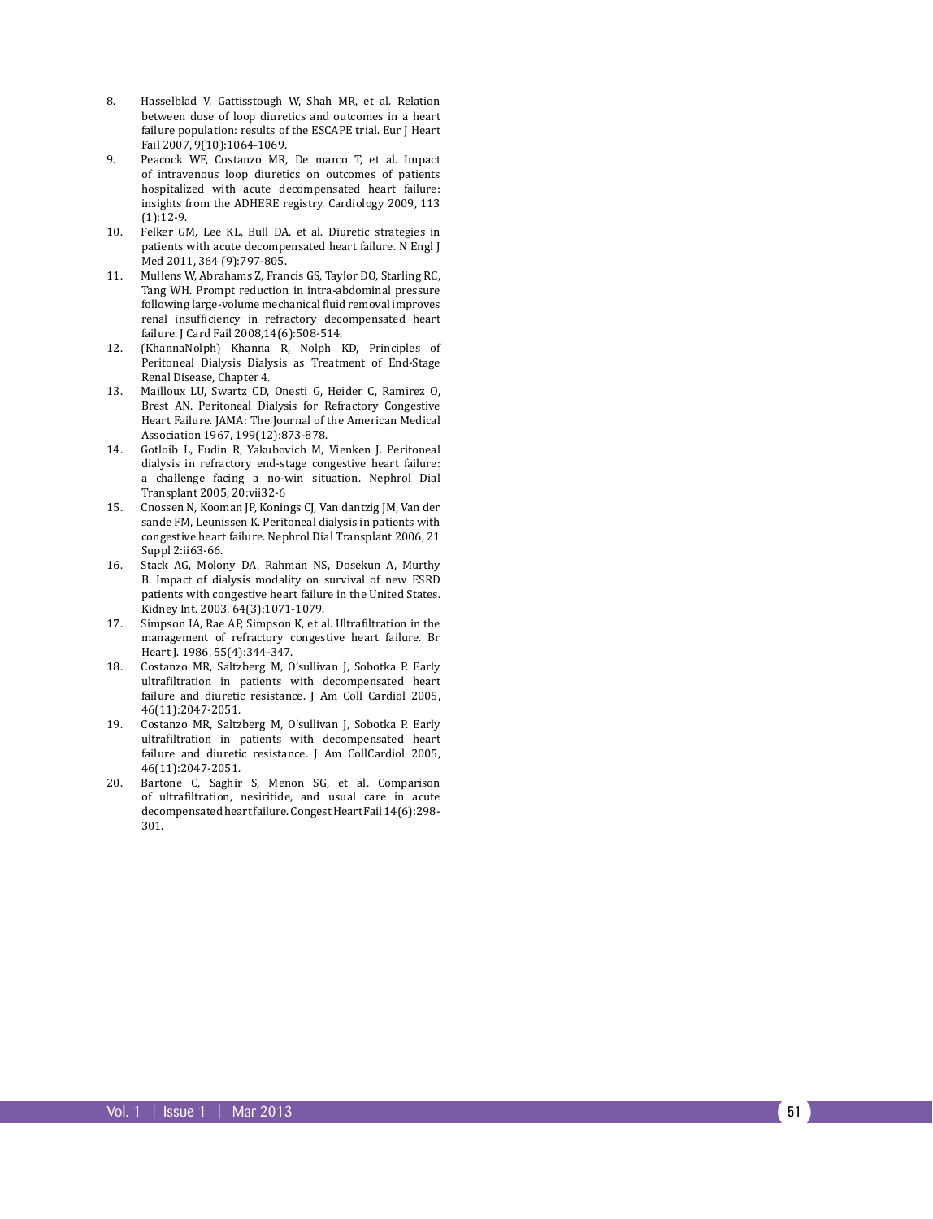8. Hasselblad V, Gattisstough W, Shah MR, et al. Relation between dose of loop diuretics and outcomes in a heart failure population: results of the ESCAPE trial. Eur J Heart Fail 2007, 9(10):1064-1069.
9. Peacock WF, Costanzo MR, De marco T, et al. Impact of intravenous loop diuretics on outcomes of patients hospitalized with acute decompensated heart failure: insights from the ADHERE registry. Cardiology 2009, 113 (1):12-9.
10. Felker GM, Lee KL, Bull DA, et al. Diuretic strategies in patients with acute decompensated heart failure. N Engl J Med 2011, 364 (9):797-805.
11. Mullens W, Abrahams Z, Francis GS, Taylor DO, Starling RC, Tang WH. Prompt reduction in intra-abdominal pressure following large-volume mechanical fluid removal improves renal insufficiency in refractory decompensated heart failure. J Card Fail 2008,14(6):508-514.
12. (KhannaNolph) Khanna R, Nolph KD, Principles of Peritoneal Dialysis Dialysis as Treatment of End-Stage Renal Disease, Chapter 4.
13. Mailloux LU, Swartz CD, Onesti G, Heider C, Ramirez O, Brest AN. Peritoneal Dialysis for Refractory Congestive Heart Failure. JAMA: The Journal of the American Medical Association 1967, 199(12):873-878.
14. Gotloib L, Fudin R, Yakubovich M, Vienken J. Peritoneal dialysis in refractory end-stage congestive heart failure: a challenge facing a no-win situation. Nephrol Dial Transplant 2005, 20:vii32-6
15. Cnossen N, Kooman JP, Konings CJ, Van dantzig JM, Van der sande FM, Leunissen K. Peritoneal dialysis in patients with congestive heart failure. Nephrol Dial Transplant 2006, 21 Suppl 2:ii63-66.
16. Stack AG, Molony DA, Rahman NS, Dosekun A, Murthy B. Impact of dialysis modality on survival of new ESRD patients with congestive heart failure in the United States. Kidney Int. 2003, 64(3):1071-1079.
17. Simpson IA, Rae AP, Simpson K, et al. Ultrafiltration in the management of refractory congestive heart failure. Br Heart J. 1986, 55(4):344-347.
18. Costanzo MR, Saltzberg M, O'sullivan J, Sobotka P. Early ultrafiltration in patients with decompensated heart failure and diuretic resistance. J Am Coll Cardiol 2005, 46(11):2047-2051.
19. Costanzo MR, Saltzberg M, O'sullivan J, Sobotka P. Early ultrafiltration in patients with decompensated heart failure and diuretic resistance. J Am CollCardiol 2005, 46(11):2047-2051.
20. Bartone C, Saghir S, Menon SG, et al. Comparison of ultrafiltration, nesiritide, and usual care in acute decompensated heartfailure. Congest Heart Fail 14(6):298-301.